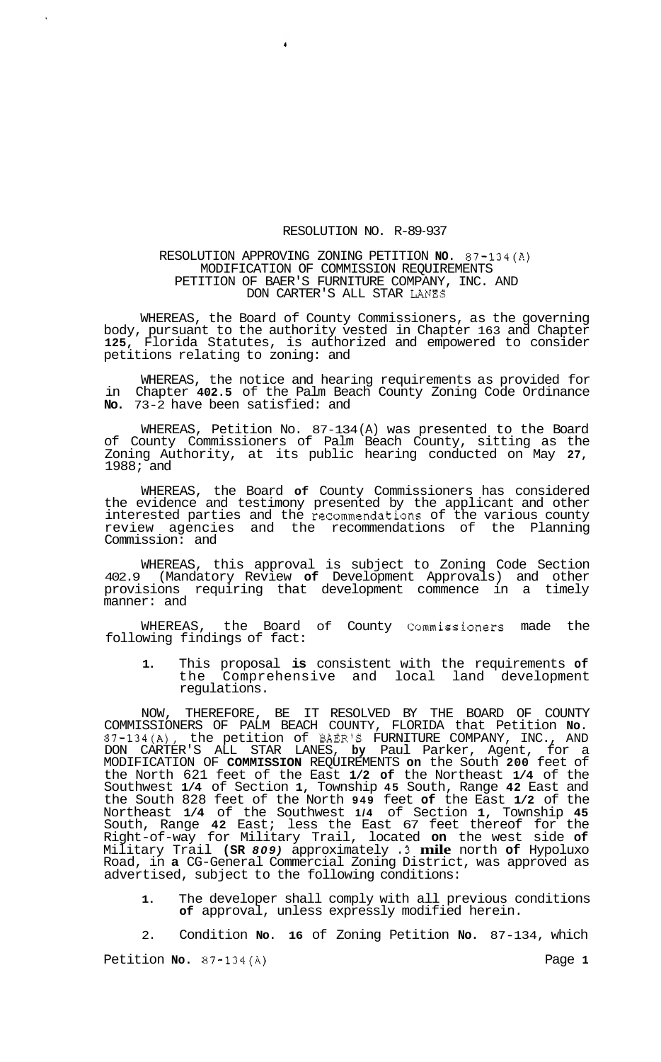RESOLUTION NO. R-89-937

RESOLUTION APPROVING ZONING PETITION **NO.** 87-134(A)
MODIFICATION OF COMMISSION REQUIREMENTS
PETITION OF BAER'S FURNITURE COMPANY, INC. AND
DON CARTER'S ALL STAR LANES

WHEREAS, the Board of County Commissioners, as the governing body, pursuant to the authority vested in Chapter 163 and Chapter **125**, Florida Statutes, is authorized and empowered to consider petitions relating to zoning: and

WHEREAS, the notice and hearing requirements as provided for in Chapter **402.5** of the Palm Beach County Zoning Code Ordinance **No.** 73-2 have been satisfied: and

WHEREAS, Petition No. 87-134(A) was presented to the Board of County Commissioners of Palm Beach County, sitting as the Zoning Authority, at its public hearing conducted on May **27**, 1988; and

WHEREAS, the Board **of** County Commissioners has considered the evidence and testimony presented by the applicant and other interested parties and the recommendations of the various county review agencies and the recommendations of the Planning Commission: and

WHEREAS, this approval is subject to Zoning Code Section 402.9 (Mandatory Review **of** Development Approvals) and other provisions requiring that development commence in a timely manner: and

WHEREAS, the Board of County Commissioners made the following findings of fact:

1. This proposal **is** consistent with the requirements **of** the Comprehensive and local land development regulations.

NOW, THEREFORE, BE IT RESOLVED BY THE BOARD OF COUNTY COMMISSIONERS OF PALM BEACH COUNTY, FLORIDA that Petition **No.** 87-134(A), the petition of BAER'S FURNITURE COMPANY, INC., AND DON CARTER'S ALL STAR LANES, **by** Paul Parker, Agent, for a MODIFICATION OF **COMMISSION** REQUIREMENTS **on** the South **200** feet of the North 621 feet of the East **1/2 of** the Northeast **1/4** of the Southwest **1/4** of Section **1**, Township **45** South, Range **42** East and the South 828 feet of the North **949** feet **of** the East **1/2** of the Northeast **1/4** of the Southwest **1/4** of Section **1**, Township **45** South, Range **42** East; less the East 67 feet thereof for the Right-of-way for Military Trail, located **on** the west side **of** Military Trail **(SR *809)*** approximately .3 **mile** north **of** Hypoluxo Road, in **a** CG-General Commercial Zoning District, was approved as advertised, subject to the following conditions:

1. The developer shall comply with all previous conditions **of** approval, unless expressly modified herein.

2. Condition **No. 16** of Zoning Petition **No.** 87-134, which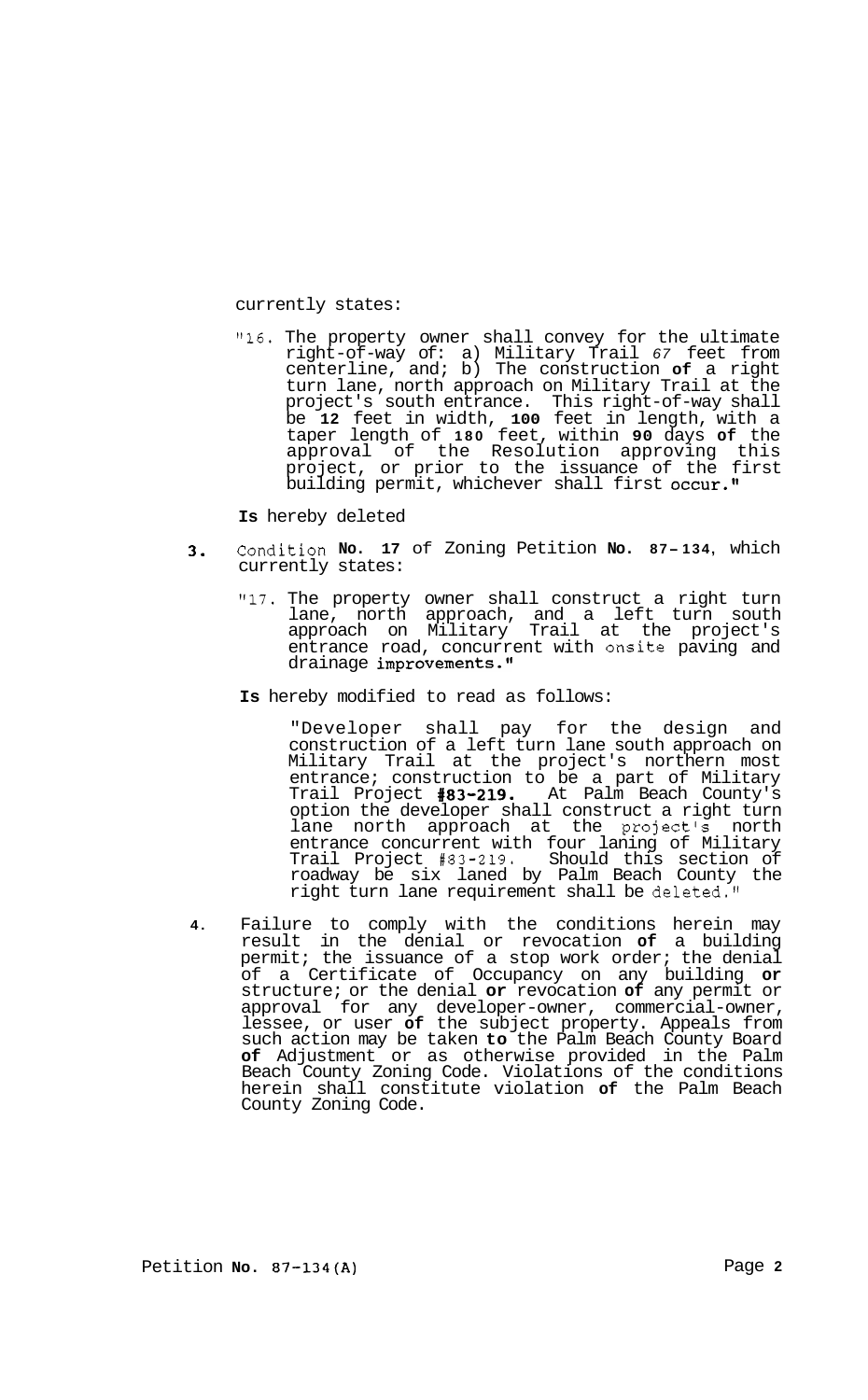currently states:

> "16. The property owner shall convey for the ultimate right-of-way of: a) Military Trail 67 feet from centerline, and; b) The construction **of** a right turn lane, north approach on Military Trail at the project's south entrance. This right-of-way shall be **12** feet in width, **100** feet in length, with a taper length of **180** feet, within **90** days **of** the approval of the Resolution approving this project, or prior to the issuance of the first building permit, whichever shall first occur."

**Is** hereby deleted

**3.** Condition **No. 17** of Zoning Petition **No. 87-134**, which currently states:

> "17. The property owner shall construct a right turn lane, north approach, and a left turn south approach on Military Trail at the project's entrance road, concurrent with onsite paving and drainage improvements."

**Is** hereby modified to read as follows:

> "Developer shall pay for the design and construction of a left turn lane south approach on Military Trail at the project's northern most entrance; construction to be a part of Military Trail Project **#83-219.** At Palm Beach County's option the developer shall construct a right turn lane north approach at the project's north entrance concurrent with four laning of Military Trail Project #83-219. Should this section of roadway be six laned by Palm Beach County the right turn lane requirement shall be deleted."

**4.** Failure to comply with the conditions herein may result in the denial or revocation **of** a building permit; the issuance of a stop work order; the denial of a Certificate of Occupancy on any building **or** structure; or the denial **or** revocation **of** any permit or approval for any developer-owner, commercial-owner, lessee, or user **of** the subject property. Appeals from such action may be taken **to** the Palm Beach County Board **of** Adjustment or as otherwise provided in the Palm Beach County Zoning Code. Violations of the conditions herein shall constitute violation **of** the Palm Beach County Zoning Code.

Petition **No.** 87-134(A)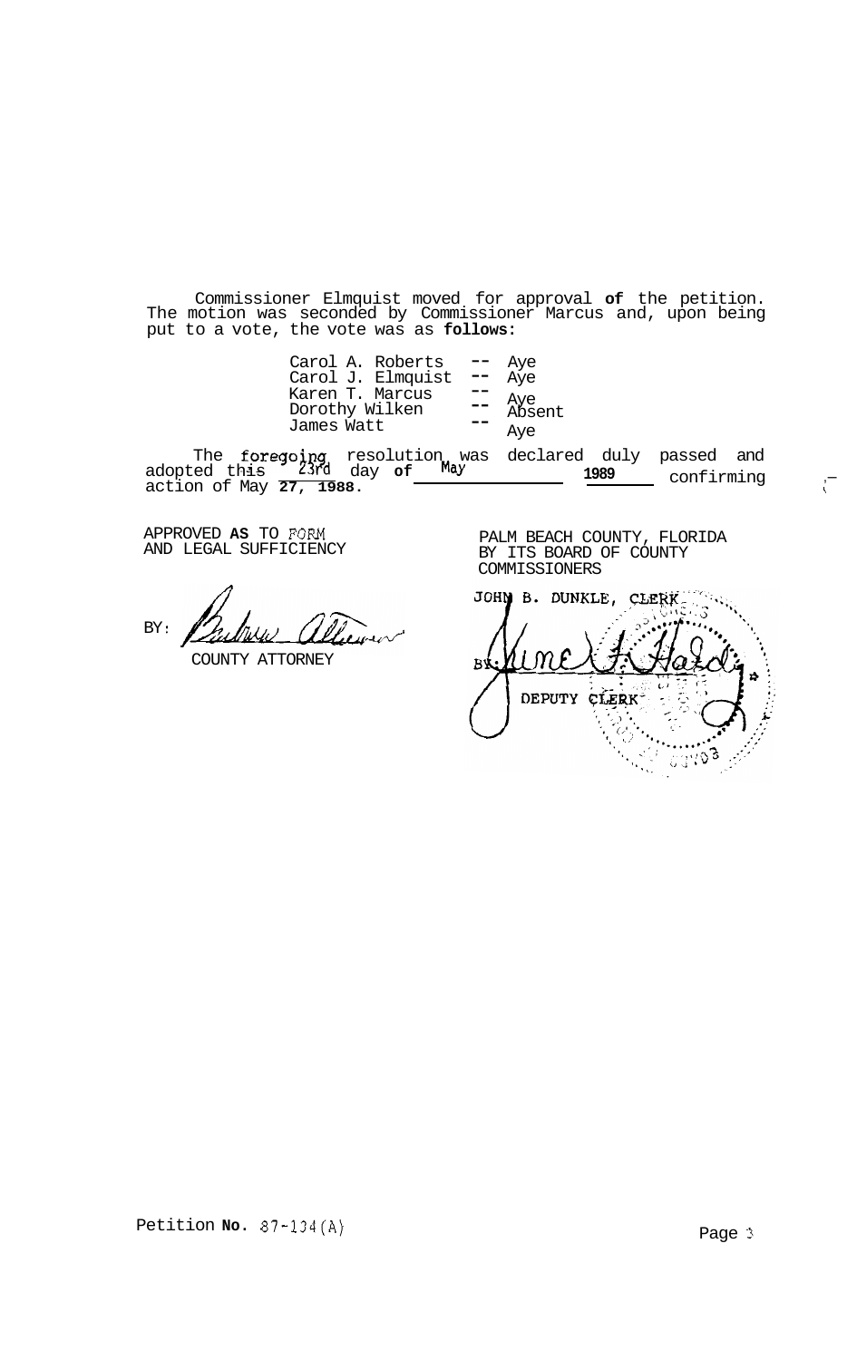Commissioner Elmquist moved for approval **of** the petition. The motion was seconded by Commissioner Marcus and, upon being put to a vote, the vote was as **follows:**

| | | |
|---|---|---|
| Carol A. Roberts | -- | Aye |
| Carol J. Elmquist | -- | Aye |
| Karen T. Marcus | -- | Aye |
| Dorothy Wilken | -- | Absent |
| James Watt | -- | Aye |

The foregoing resolution was declared duly passed and adopted this 23rd day **of** May **1989** confirming action of May **27, 1988**.

APPROVED **AS** TO FORM
AND LEGAL SUFFICIENCY

BY: 
COUNTY ATTORNEY

PALM BEACH COUNTY, FLORIDA
BY ITS BOARD OF COUNTY
COMMISSIONERS

JOHN B. DUNKLE, CLERK

BY: 
DEPUTY CLERK

Petition **No.** 87-134(A)